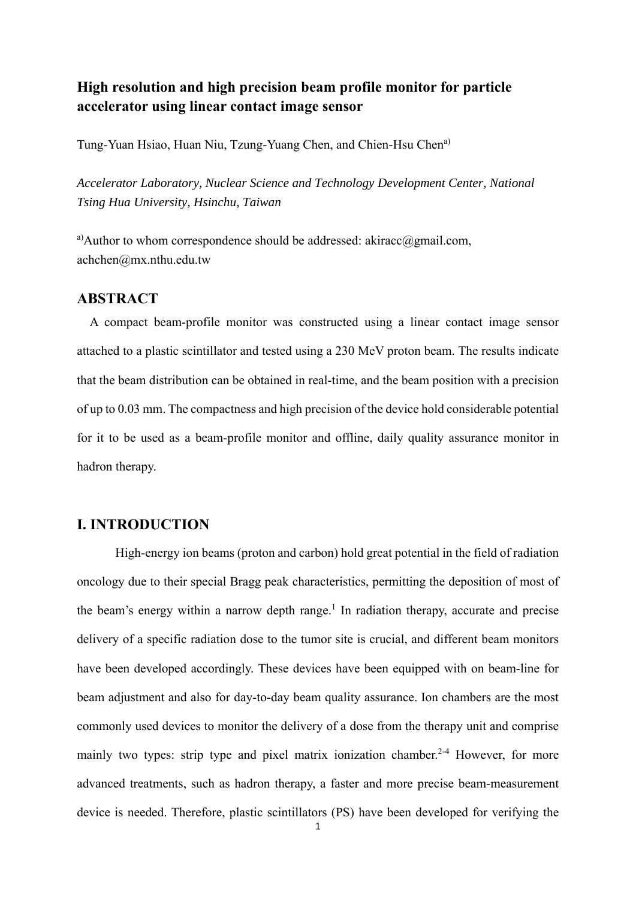# High resolution and high precision beam profile monitor for particle accelerator using linear contact image sensor

Tung-Yuan Hsiao, Huan Niu, Tzung-Yuang Chen, and Chien-Hsu Chen[a)]

*Accelerator Laboratory, Nuclear Science and Technology Development Center, National Tsing Hua University, Hsinchu, Taiwan*

[a)]Author to whom correspondence should be addressed: akiracc@gmail.com, achchen@mx.nthu.edu.tw

## ABSTRACT

A compact beam-profile monitor was constructed using a linear contact image sensor attached to a plastic scintillator and tested using a 230 MeV proton beam. The results indicate that the beam distribution can be obtained in real-time, and the beam position with a precision of up to 0.03 mm. The compactness and high precision of the device hold considerable potential for it to be used as a beam-profile monitor and offline, daily quality assurance monitor in hadron therapy.

## I. INTRODUCTION

High-energy ion beams (proton and carbon) hold great potential in the field of radiation oncology due to their special Bragg peak characteristics, permitting the deposition of most of the beam's energy within a narrow depth range.[1] In radiation therapy, accurate and precise delivery of a specific radiation dose to the tumor site is crucial, and different beam monitors have been developed accordingly. These devices have been equipped with on beam-line for beam adjustment and also for day-to-day beam quality assurance. Ion chambers are the most commonly used devices to monitor the delivery of a dose from the therapy unit and comprise mainly two types: strip type and pixel matrix ionization chamber.[2-4] However, for more advanced treatments, such as hadron therapy, a faster and more precise beam-measurement device is needed. Therefore, plastic scintillators (PS) have been developed for verifying the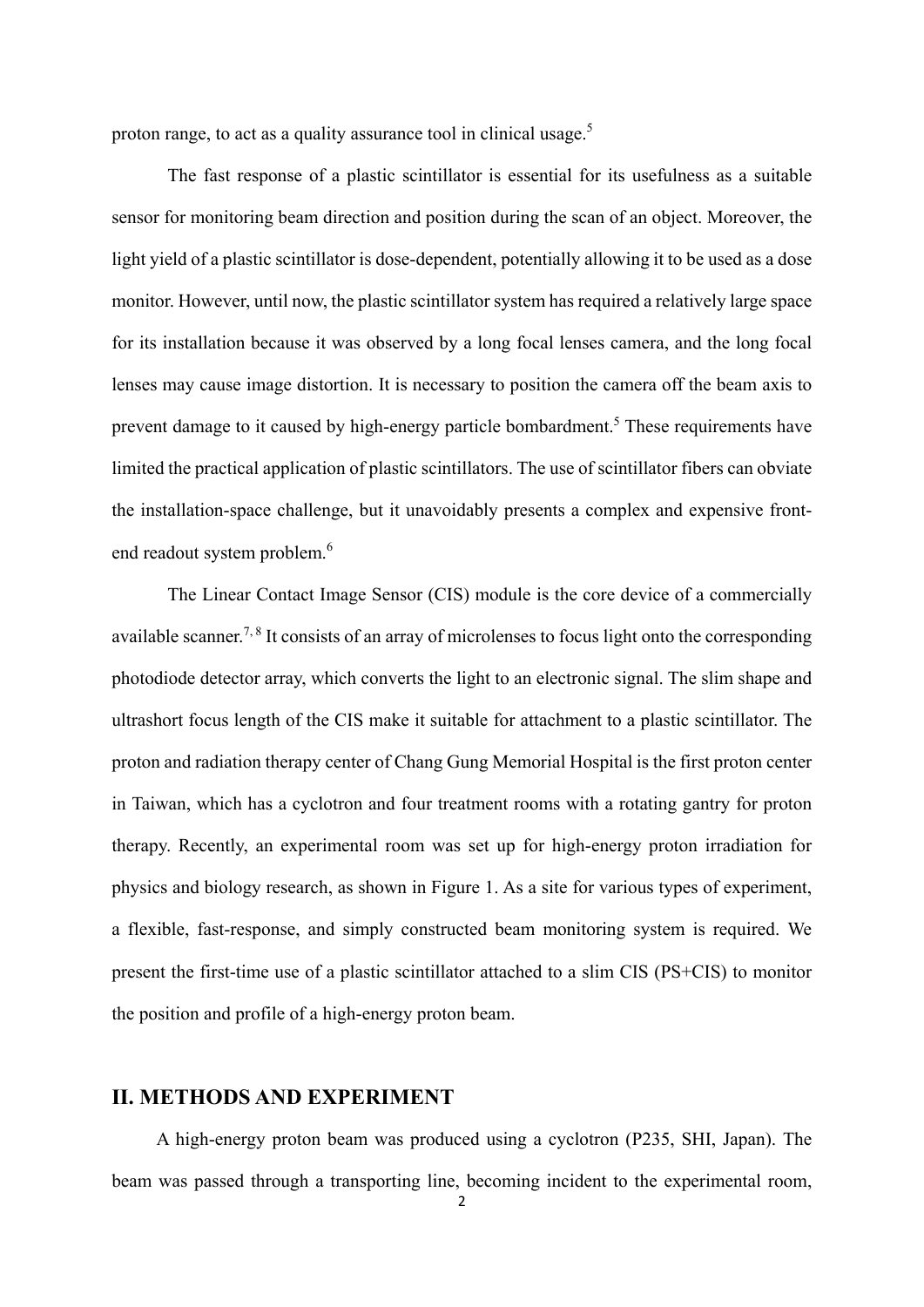proton range, to act as a quality assurance tool in clinical usage.[5]

The fast response of a plastic scintillator is essential for its usefulness as a suitable sensor for monitoring beam direction and position during the scan of an object. Moreover, the light yield of a plastic scintillator is dose-dependent, potentially allowing it to be used as a dose monitor. However, until now, the plastic scintillator system has required a relatively large space for its installation because it was observed by a long focal lenses camera, and the long focal lenses may cause image distortion. It is necessary to position the camera off the beam axis to prevent damage to it caused by high-energy particle bombardment.[5] These requirements have limited the practical application of plastic scintillators. The use of scintillator fibers can obviate the installation-space challenge, but it unavoidably presents a complex and expensive front-end readout system problem.[6]

The Linear Contact Image Sensor (CIS) module is the core device of a commercially available scanner.[7, 8] It consists of an array of microlenses to focus light onto the corresponding photodiode detector array, which converts the light to an electronic signal. The slim shape and ultrashort focus length of the CIS make it suitable for attachment to a plastic scintillator. The proton and radiation therapy center of Chang Gung Memorial Hospital is the first proton center in Taiwan, which has a cyclotron and four treatment rooms with a rotating gantry for proton therapy. Recently, an experimental room was set up for high-energy proton irradiation for physics and biology research, as shown in Figure 1. As a site for various types of experiment, a flexible, fast-response, and simply constructed beam monitoring system is required. We present the first-time use of a plastic scintillator attached to a slim CIS (PS+CIS) to monitor the position and profile of a high-energy proton beam.

## II. METHODS AND EXPERIMENT

A high-energy proton beam was produced using a cyclotron (P235, SHI, Japan). The beam was passed through a transporting line, becoming incident to the experimental room,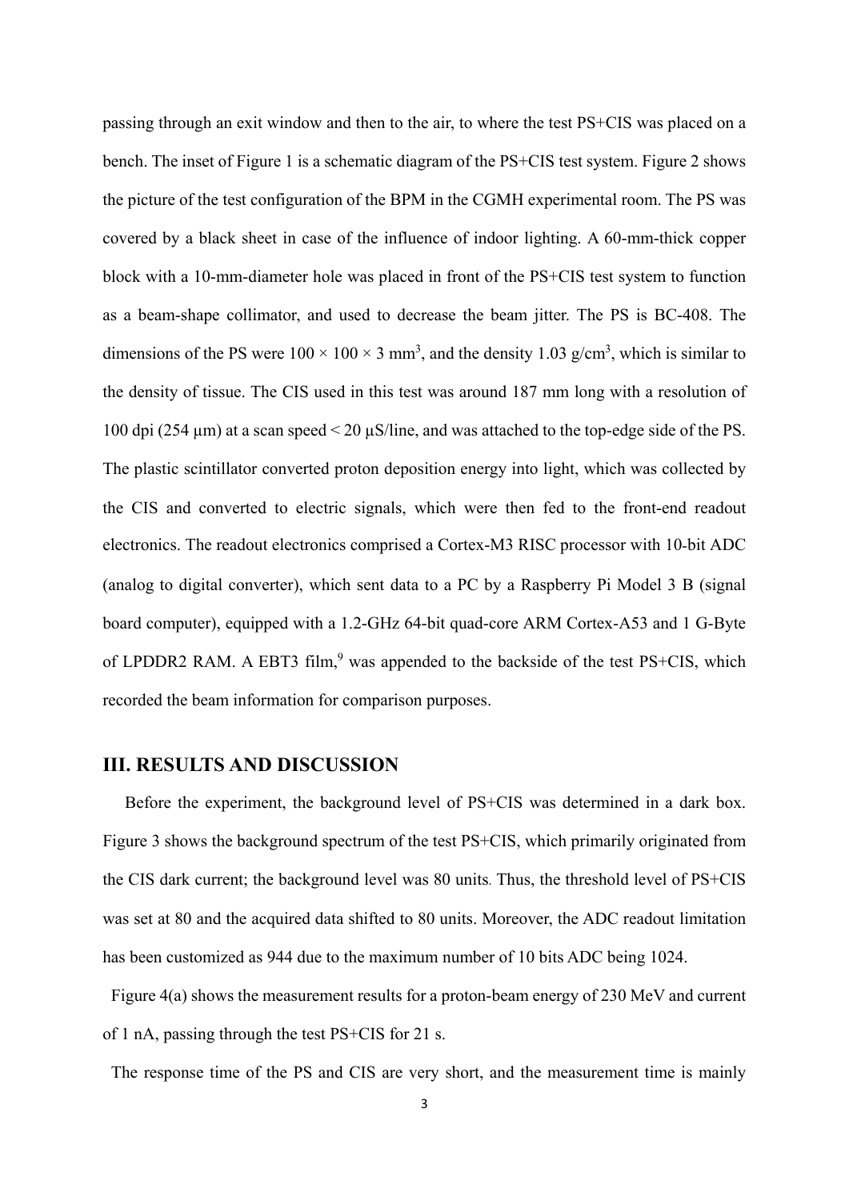passing through an exit window and then to the air, to where the test PS+CIS was placed on a bench. The inset of Figure 1 is a schematic diagram of the PS+CIS test system. Figure 2 shows the picture of the test configuration of the BPM in the CGMH experimental room. The PS was covered by a black sheet in case of the influence of indoor lighting. A 60-mm-thick copper block with a 10-mm-diameter hole was placed in front of the PS+CIS test system to function as a beam-shape collimator, and used to decrease the beam jitter. The PS is BC-408. The dimensions of the PS were $100 \times 100 \times 3$ mm$^3$, and the density 1.03 g/cm$^3$, which is similar to the density of tissue. The CIS used in this test was around 187 mm long with a resolution of 100 dpi (254 μm) at a scan speed < 20 μS/line, and was attached to the top-edge side of the PS. The plastic scintillator converted proton deposition energy into light, which was collected by the CIS and converted to electric signals, which were then fed to the front-end readout electronics. The readout electronics comprised a Cortex-M3 RISC processor with 10-bit ADC (analog to digital converter), which sent data to a PC by a Raspberry Pi Model 3 B (signal board computer), equipped with a 1.2-GHz 64-bit quad-core ARM Cortex-A53 and 1 G-Byte of LPDDR2 RAM. A EBT3 film,[9] was appended to the backside of the test PS+CIS, which recorded the beam information for comparison purposes.

## III. RESULTS AND DISCUSSION

Before the experiment, the background level of PS+CIS was determined in a dark box. Figure 3 shows the background spectrum of the test PS+CIS, which primarily originated from the CIS dark current; the background level was 80 units. Thus, the threshold level of PS+CIS was set at 80 and the acquired data shifted to 80 units. Moreover, the ADC readout limitation has been customized as 944 due to the maximum number of 10 bits ADC being 1024.

Figure 4(a) shows the measurement results for a proton-beam energy of 230 MeV and current of 1 nA, passing through the test PS+CIS for 21 s.

The response time of the PS and CIS are very short, and the measurement time is mainly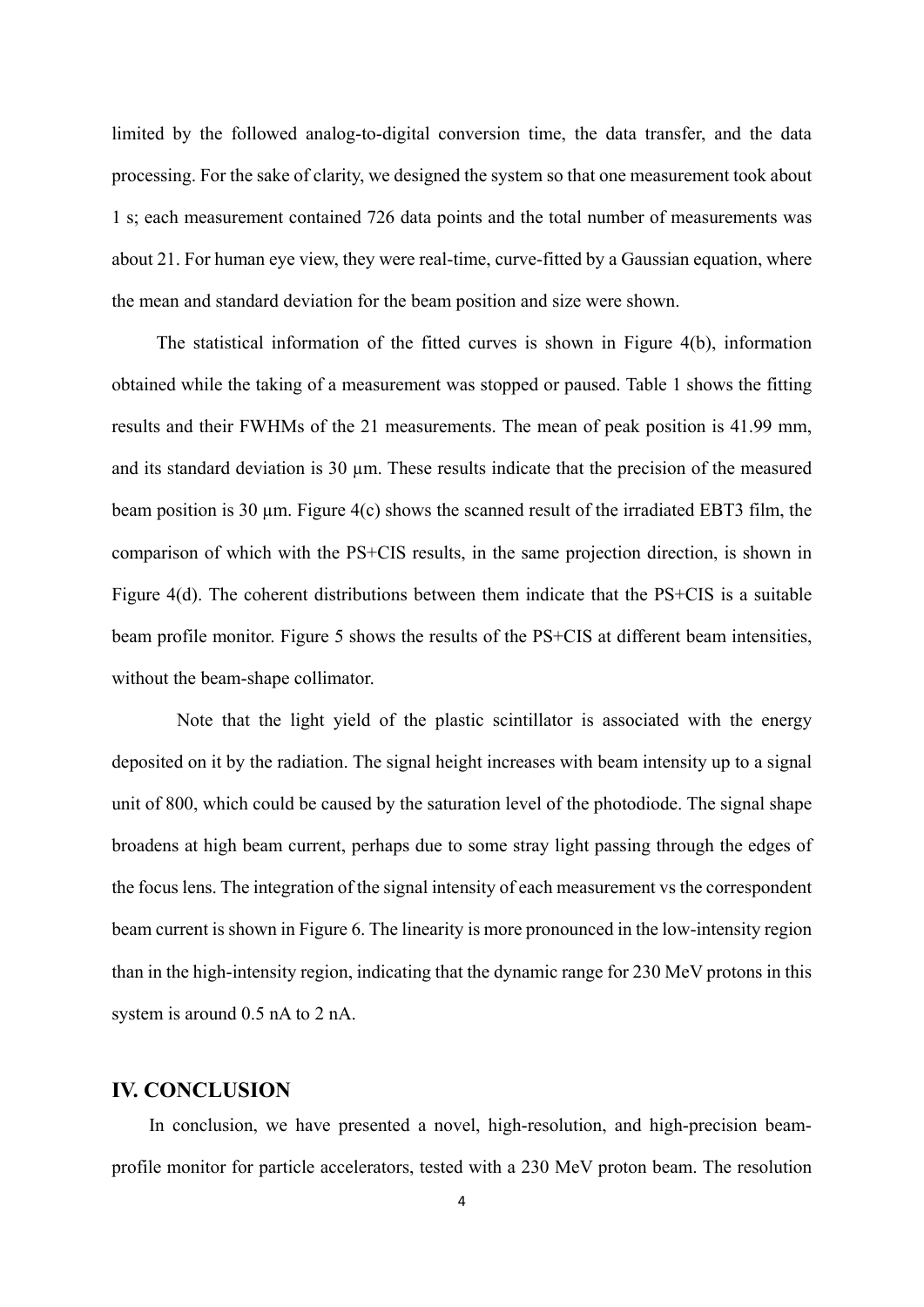limited by the followed analog-to-digital conversion time, the data transfer, and the data processing. For the sake of clarity, we designed the system so that one measurement took about 1 s; each measurement contained 726 data points and the total number of measurements was about 21. For human eye view, they were real-time, curve-fitted by a Gaussian equation, where the mean and standard deviation for the beam position and size were shown.

The statistical information of the fitted curves is shown in Figure 4(b), information obtained while the taking of a measurement was stopped or paused. Table 1 shows the fitting results and their FWHMs of the 21 measurements. The mean of peak position is 41.99 mm, and its standard deviation is 30 μm. These results indicate that the precision of the measured beam position is 30 μm. Figure 4(c) shows the scanned result of the irradiated EBT3 film, the comparison of which with the PS+CIS results, in the same projection direction, is shown in Figure 4(d). The coherent distributions between them indicate that the PS+CIS is a suitable beam profile monitor. Figure 5 shows the results of the PS+CIS at different beam intensities, without the beam-shape collimator.

Note that the light yield of the plastic scintillator is associated with the energy deposited on it by the radiation. The signal height increases with beam intensity up to a signal unit of 800, which could be caused by the saturation level of the photodiode. The signal shape broadens at high beam current, perhaps due to some stray light passing through the edges of the focus lens. The integration of the signal intensity of each measurement vs the correspondent beam current is shown in Figure 6. The linearity is more pronounced in the low-intensity region than in the high-intensity region, indicating that the dynamic range for 230 MeV protons in this system is around 0.5 nA to 2 nA.

## IV. CONCLUSION

In conclusion, we have presented a novel, high-resolution, and high-precision beam-profile monitor for particle accelerators, tested with a 230 MeV proton beam. The resolution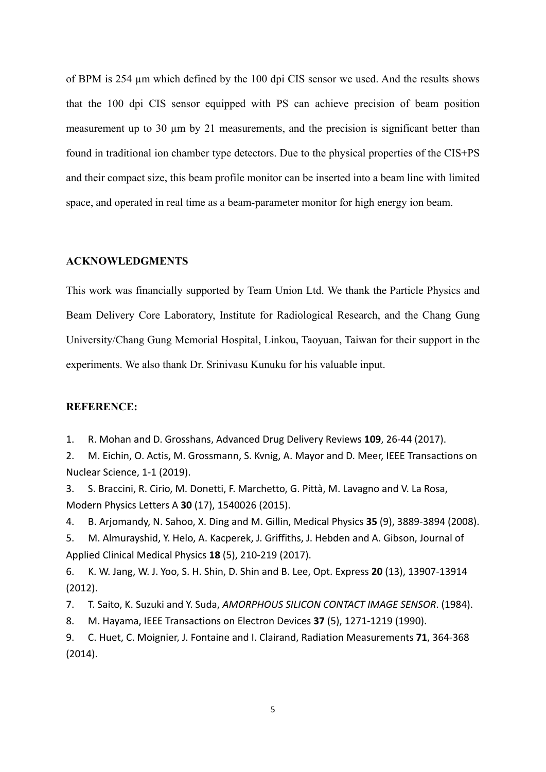of BPM is 254 μm which defined by the 100 dpi CIS sensor we used. And the results shows that the 100 dpi CIS sensor equipped with PS can achieve precision of beam position measurement up to 30 μm by 21 measurements, and the precision is significant better than found in traditional ion chamber type detectors. Due to the physical properties of the CIS+PS and their compact size, this beam profile monitor can be inserted into a beam line with limited space, and operated in real time as a beam-parameter monitor for high energy ion beam.

## ACKNOWLEDGMENTS

This work was financially supported by Team Union Ltd. We thank the Particle Physics and Beam Delivery Core Laboratory, Institute for Radiological Research, and the Chang Gung University/Chang Gung Memorial Hospital, Linkou, Taoyuan, Taiwan for their support in the experiments. We also thank Dr. Srinivasu Kunuku for his valuable input.

## REFERENCE:

1. R. Mohan and D. Grosshans, Advanced Drug Delivery Reviews **109**, 26-44 (2017).
2. M. Eichin, O. Actis, M. Grossmann, S. Kvnig, A. Mayor and D. Meer, IEEE Transactions on Nuclear Science, 1-1 (2019).
3. S. Braccini, R. Cirio, M. Donetti, F. Marchetto, G. Pittà, M. Lavagno and V. La Rosa, Modern Physics Letters A **30** (17), 1540026 (2015).
4. B. Arjomandy, N. Sahoo, X. Ding and M. Gillin, Medical Physics **35** (9), 3889-3894 (2008).
5. M. Almurayshid, Y. Helo, A. Kacperek, J. Griffiths, J. Hebden and A. Gibson, Journal of Applied Clinical Medical Physics **18** (5), 210-219 (2017).
6. K. W. Jang, W. J. Yoo, S. H. Shin, D. Shin and B. Lee, Opt. Express **20** (13), 13907-13914 (2012).
7. T. Saito, K. Suzuki and Y. Suda, *AMORPHOUS SILICON CONTACT IMAGE SENSOR*. (1984).
8. M. Hayama, IEEE Transactions on Electron Devices **37** (5), 1271-1219 (1990).
9. C. Huet, C. Moignier, J. Fontaine and I. Clairand, Radiation Measurements **71**, 364-368 (2014).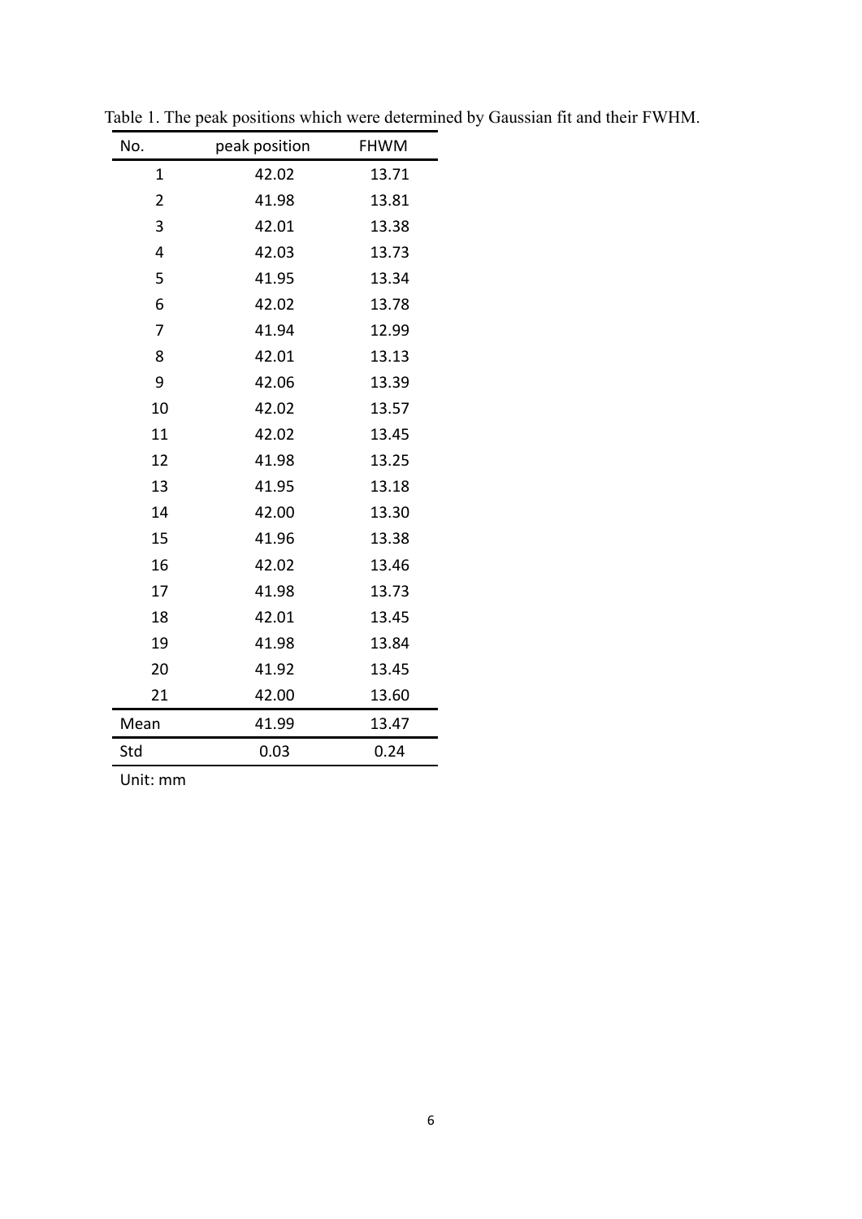Table 1. The peak positions which were determined by Gaussian fit and their FWHM.

| No. | peak position | FHWM |
|---|---|---|
| 1 | 42.02 | 13.71 |
| 2 | 41.98 | 13.81 |
| 3 | 42.01 | 13.38 |
| 4 | 42.03 | 13.73 |
| 5 | 41.95 | 13.34 |
| 6 | 42.02 | 13.78 |
| 7 | 41.94 | 12.99 |
| 8 | 42.01 | 13.13 |
| 9 | 42.06 | 13.39 |
| 10 | 42.02 | 13.57 |
| 11 | 42.02 | 13.45 |
| 12 | 41.98 | 13.25 |
| 13 | 41.95 | 13.18 |
| 14 | 42.00 | 13.30 |
| 15 | 41.96 | 13.38 |
| 16 | 42.02 | 13.46 |
| 17 | 41.98 | 13.73 |
| 18 | 42.01 | 13.45 |
| 19 | 41.98 | 13.84 |
| 20 | 41.92 | 13.45 |
| 21 | 42.00 | 13.60 |
| Mean | 41.99 | 13.47 |
| Std | 0.03 | 0.24 |

Unit: mm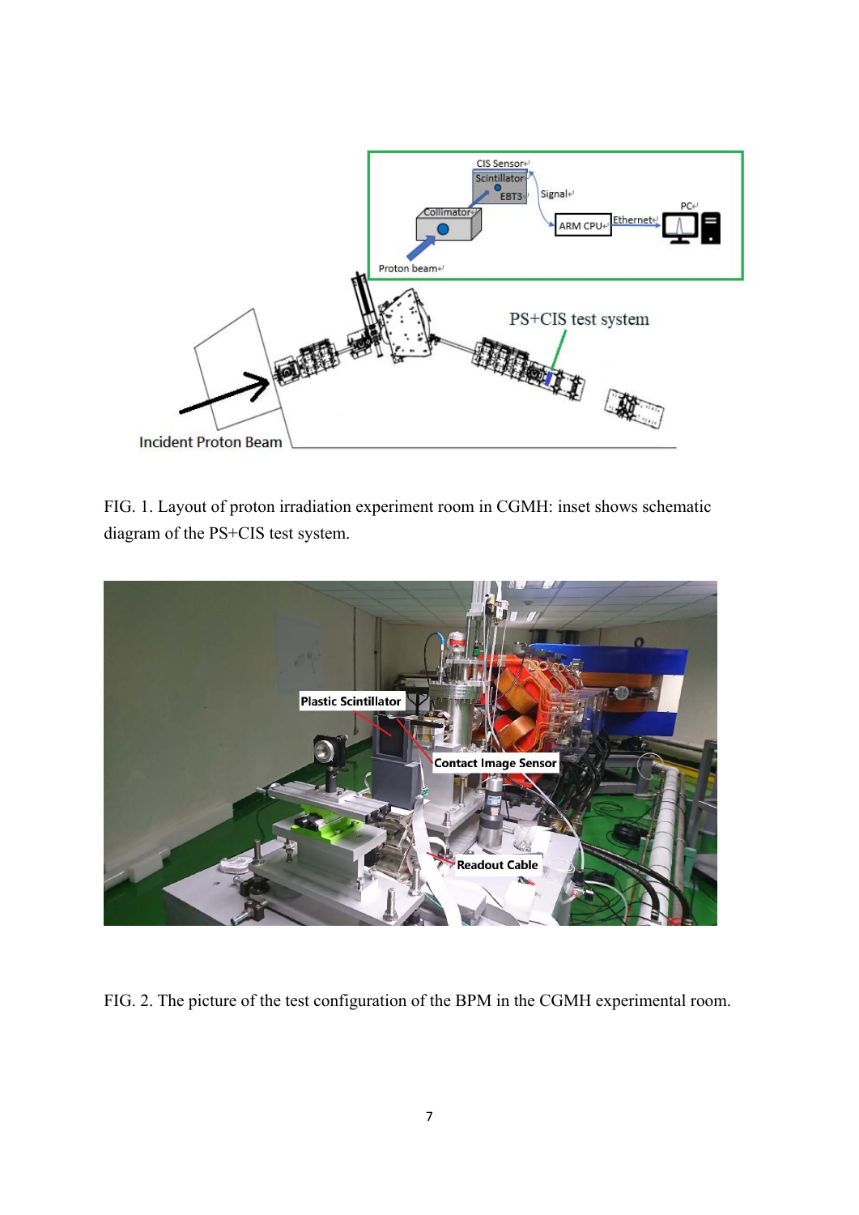FIG. 1. Layout of proton irradiation experiment room in CGMH: inset shows schematic diagram of the PS+CIS test system.

FIG. 2. The picture of the test configuration of the BPM in the CGMH experimental room.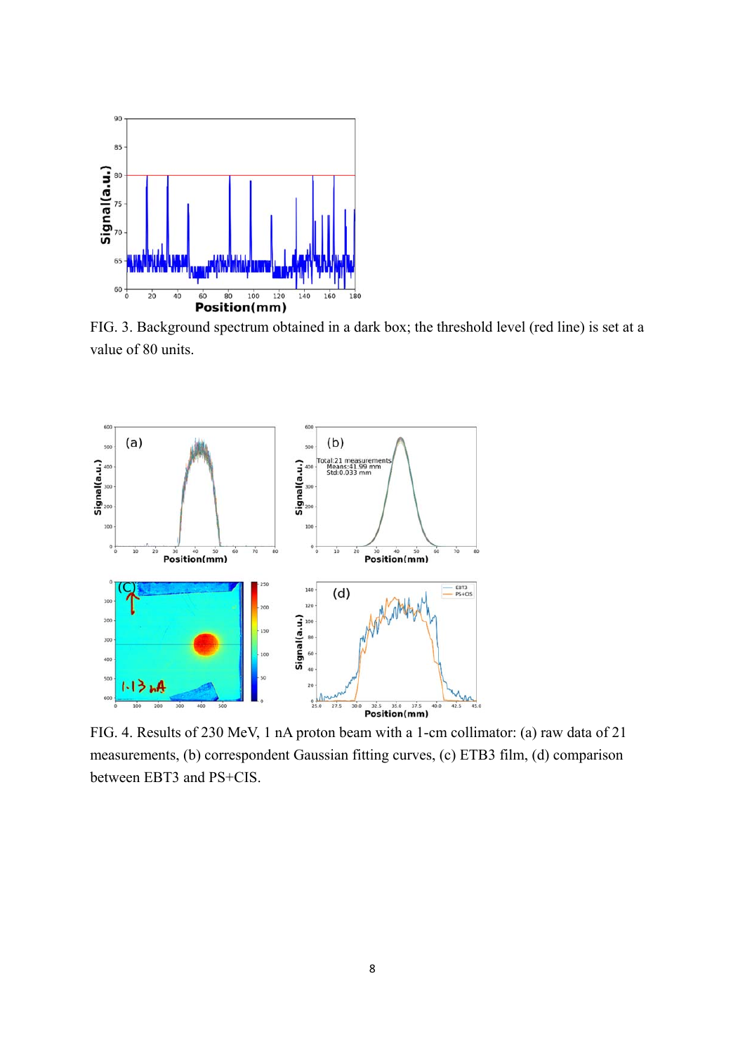FIG. 3. Background spectrum obtained in a dark box; the threshold level (red line) is set at a value of 80 units.

FIG. 4. Results of 230 MeV, 1 nA proton beam with a 1-cm collimator: (a) raw data of 21 measurements, (b) correspondent Gaussian fitting curves, (c) ETB3 film, (d) comparison between EBT3 and PS+CIS.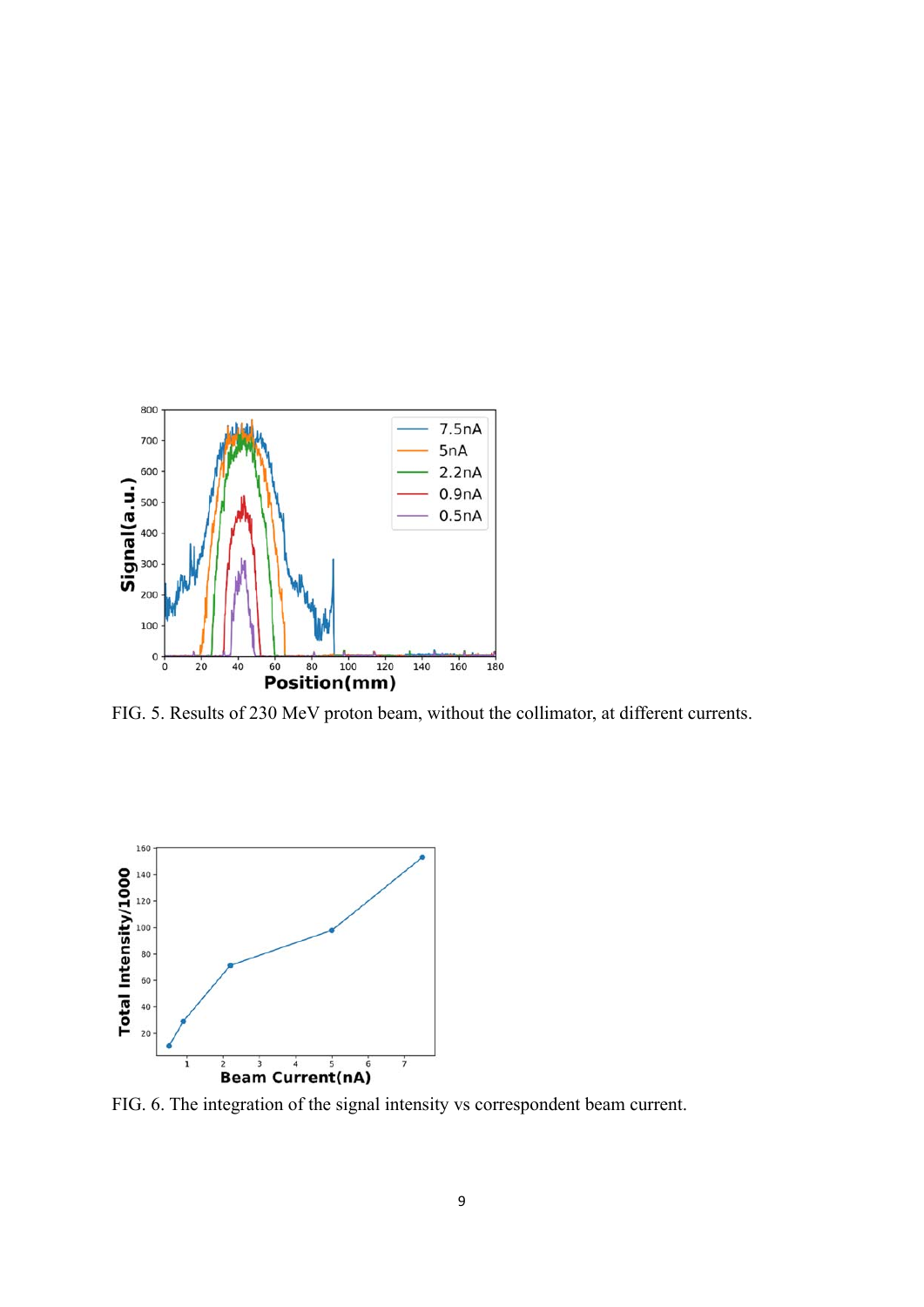Signal(a.u.)

800
700
600
500
400
300
200
100
0

0 20 40 60 80 100 120 140 160 180

Position(mm)

7.5nA
5nA
2.2nA
0.9nA
0.5nA

FIG. 5. Results of 230 MeV proton beam, without the collimator, at different currents.

Total Intensity/1000

160
140
120
100
80
60
40
20

1 2 3 4 5 6 7

Beam Current(nA)

FIG. 6. The integration of the signal intensity vs correspondent beam current.